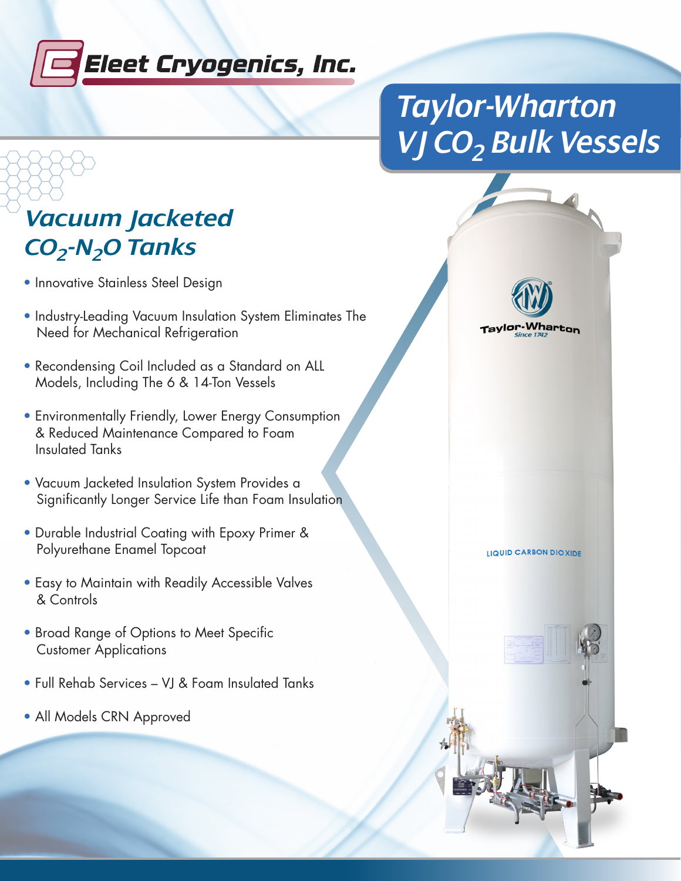# Eleet Cryogenics, Inc.

## Taylor-Wharton VJ $CO_2$ Bulk Vessels

### Vacuum Jacketed $CO_2$-$N_2O$ Tanks

- Innovative Stainless Steel Design
- Industry-Leading Vacuum Insulation System Eliminates The Need for Mechanical Refrigeration
- Recondensing Coil Included as a Standard on ALL Models, Including The 6 & 14-Ton Vessels
- Environmentally Friendly, Lower Energy Consumption & Reduced Maintenance Compared to Foam Insulated Tanks
- Vacuum Jacketed Insulation System Provides a Significantly Longer Service Life than Foam Insulation
- Durable Industrial Coating with Epoxy Primer & Polyurethane Enamel Topcoat
- Easy to Maintain with Readily Accessible Valves & Controls
- Broad Range of Options to Meet Specific Customer Applications
- Full Rehab Services – VJ & Foam Insulated Tanks
- All Models CRN Approved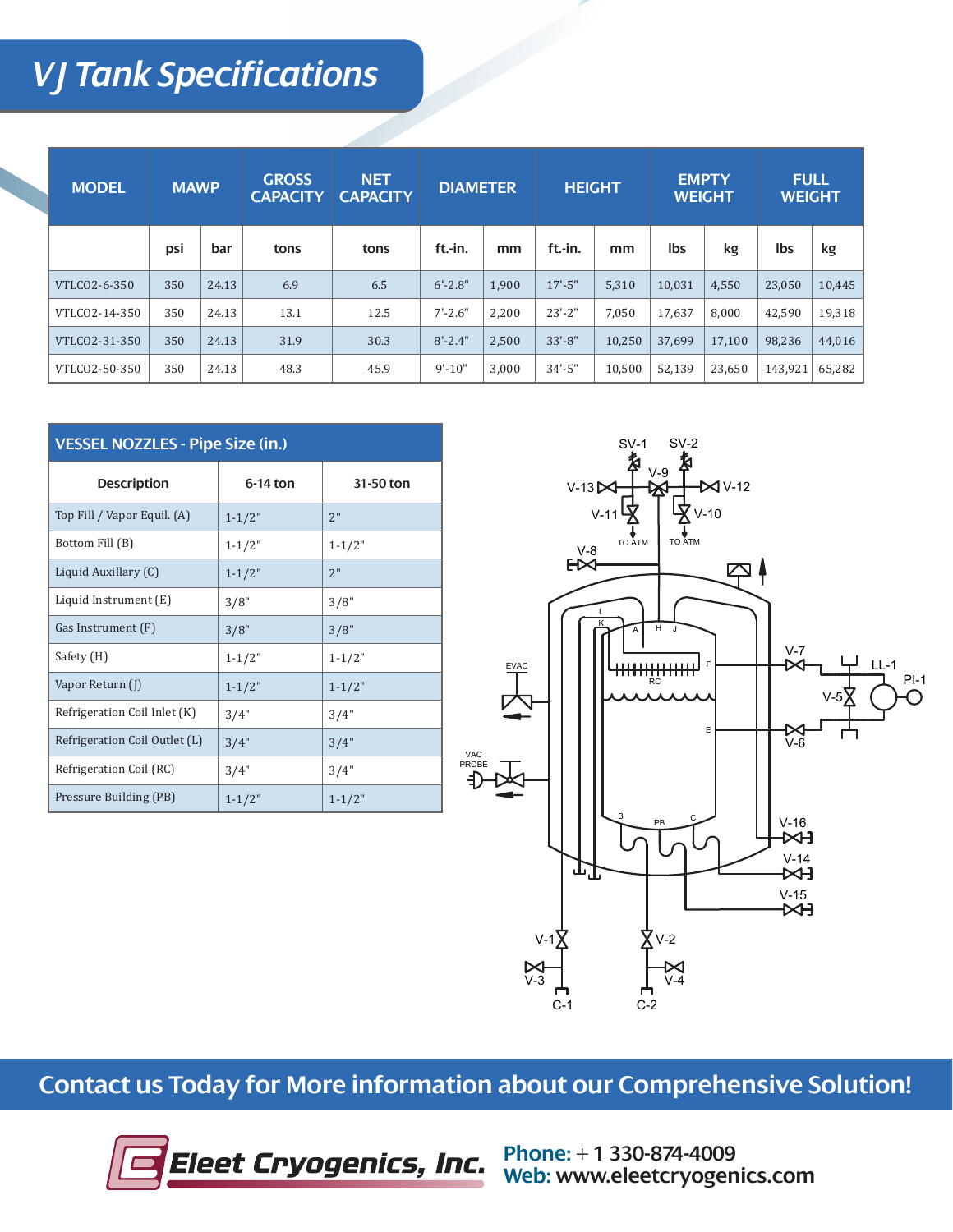# VJ Tank Specifications

| MODEL | MAWP | | GROSS CAPACITY | NET CAPACITY | DIAMETER | | HEIGHT | | EMPTY WEIGHT | | FULL WEIGHT | |
|---|---|---|---|---|---|---|---|---|---|---|---|---|
| | psi | bar | tons | tons | ft.-in. | mm | ft.-in. | mm | lbs | kg | lbs | kg |
| VTLCO2-6-350 | 350 | 24.13 | 6.9 | 6.5 | 6'-2.8" | 1,900 | 17'-5" | 5,310 | 10,031 | 4,550 | 23,050 | 10,445 |
| VTLCO2-14-350 | 350 | 24.13 | 13.1 | 12.5 | 7'-2.6" | 2,200 | 23'-2" | 7,050 | 17,637 | 8,000 | 42,590 | 19,318 |
| VTLCO2-31-350 | 350 | 24.13 | 31.9 | 30.3 | 8'-2.4" | 2,500 | 33'-8" | 10,250 | 37,699 | 17,100 | 98,236 | 44,016 |
| VTLCO2-50-350 | 350 | 24.13 | 48.3 | 45.9 | 9'-10" | 3,000 | 34'-5" | 10,500 | 52,139 | 23,650 | 143,921 | 65,282 |

| VESSEL NOZZLES - Pipe Size (in.) | | |
|---|---|---|
| **Description** | **6-14 ton** | **31-50 ton** |
| Top Fill / Vapor Equil. (A) | 1-1/2" | 2" |
| Bottom Fill (B) | 1-1/2" | 1-1/2" |
| Liquid Auxillary (C) | 1-1/2" | 2" |
| Liquid Instrument (E) | 3/8" | 3/8" |
| Gas Instrument (F) | 3/8" | 3/8" |
| Safety (H) | 1-1/2" | 1-1/2" |
| Vapor Return (J) | 1-1/2" | 1-1/2" |
| Refrigeration Coil Inlet (K) | 3/4" | 3/4" |
| Refrigeration Coil Outlet (L) | 3/4" | 3/4" |
| Refrigeration Coil (RC) | 3/4" | 3/4" |
| Pressure Building (PB) | 1-1/2" | 1-1/2" |

SV-1 SV-2 V-9 V-13 V-12 V-11 V-10 TO ATM TO ATM V-8 L K A H J F RC EVAC E V-7 LL-1 PI-1 V-5 V-6 VAC PROBE B PB C V-16 V-14 V-15 V-1 V-2 V-3 V-4 C-1 C-2

## Contact us Today for More information about our Comprehensive Solution!

Eleet Cryogenics, Inc.

**Phone:** + 1 330-874-4009
**Web:** www.eleetcryogenics.com